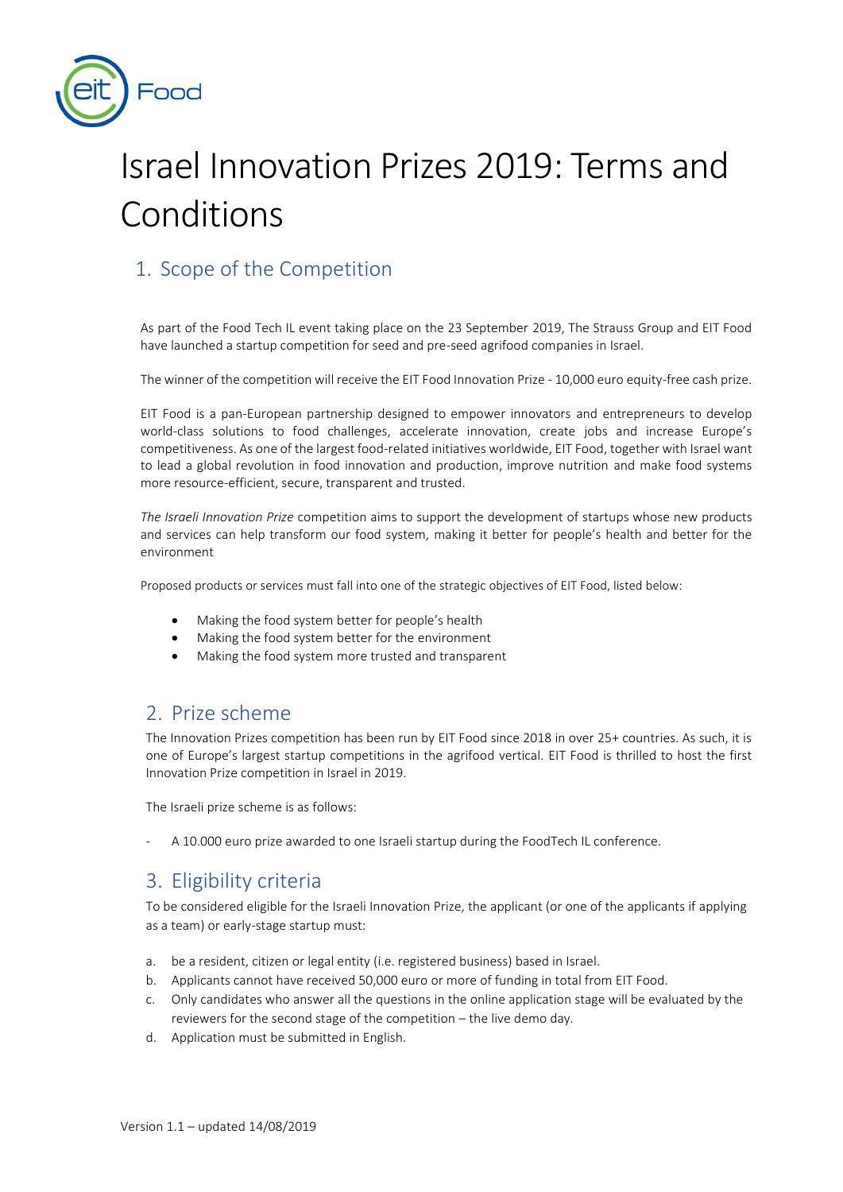# Israel Innovation Prizes 2019: Terms and Conditions

## 1. Scope of the Competition

As part of the Food Tech IL event taking place on the 23 September 2019, The Strauss Group and EIT Food have launched a startup competition for seed and pre-seed agrifood companies in Israel.

The winner of the competition will receive the EIT Food Innovation Prize - 10,000 euro equity-free cash prize.

EIT Food is a pan-European partnership designed to empower innovators and entrepreneurs to develop world-class solutions to food challenges, accelerate innovation, create jobs and increase Europe's competitiveness. As one of the largest food-related initiatives worldwide, EIT Food, together with Israel want to lead a global revolution in food innovation and production, improve nutrition and make food systems more resource-efficient, secure, transparent and trusted.

*The Israeli Innovation Prize* competition aims to support the development of startups whose new products and services can help transform our food system, making it better for people's health and better for the environment

Proposed products or services must fall into one of the strategic objectives of EIT Food, listed below:

- Making the food system better for people's health
- Making the food system better for the environment
- Making the food system more trusted and transparent

## 2. Prize scheme

The Innovation Prizes competition has been run by EIT Food since 2018 in over 25+ countries. As such, it is one of Europe's largest startup competitions in the agrifood vertical. EIT Food is thrilled to host the first Innovation Prize competition in Israel in 2019.

The Israeli prize scheme is as follows:

- A 10.000 euro prize awarded to one Israeli startup during the FoodTech IL conference.

## 3. Eligibility criteria

To be considered eligible for the Israeli Innovation Prize, the applicant (or one of the applicants if applying as a team) or early-stage startup must:

a. be a resident, citizen or legal entity (i.e. registered business) based in Israel.
b. Applicants cannot have received 50,000 euro or more of funding in total from EIT Food.
c. Only candidates who answer all the questions in the online application stage will be evaluated by the reviewers for the second stage of the competition – the live demo day.
d. Application must be submitted in English.

Version 1.1 – updated 14/08/2019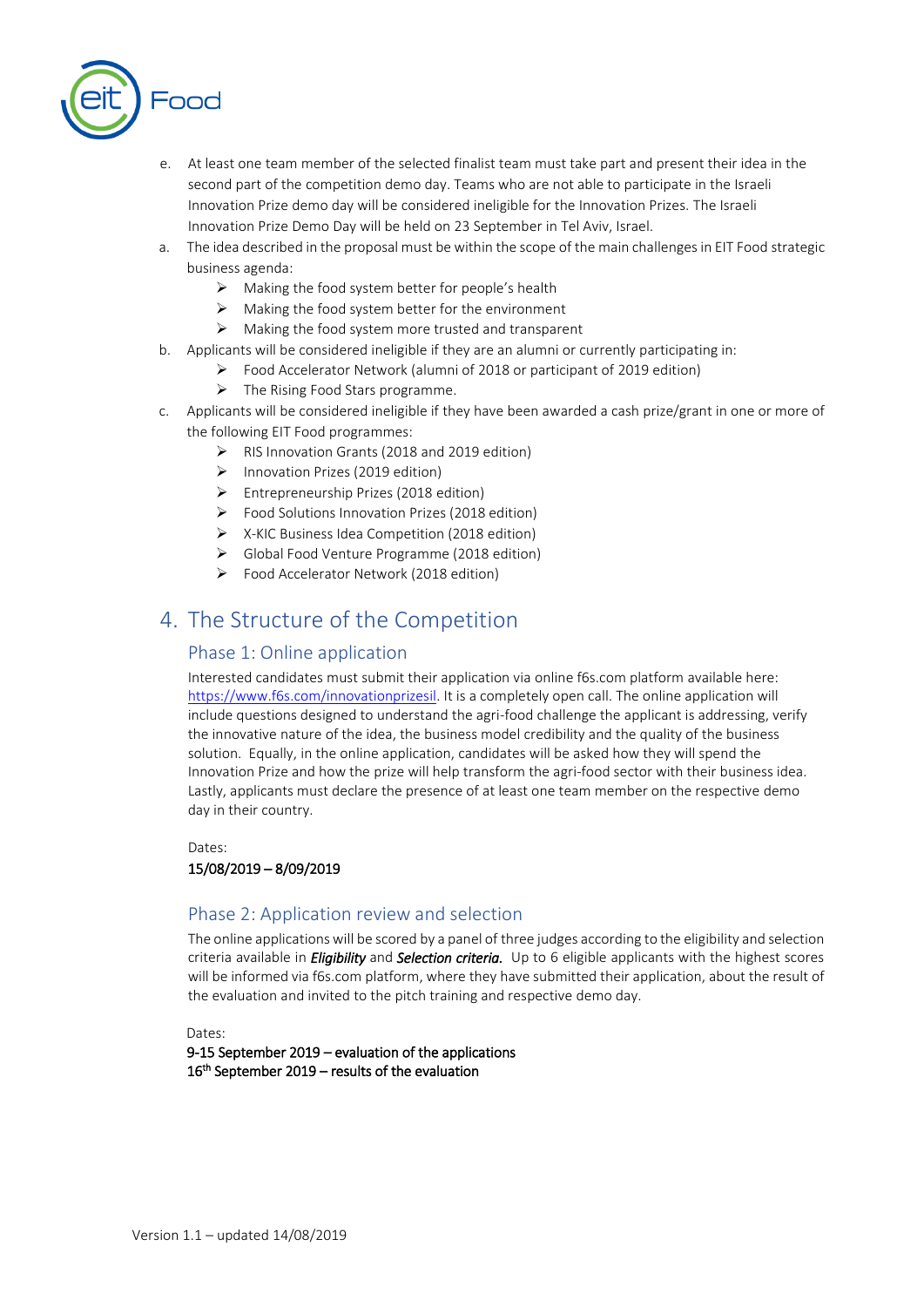e. At least one team member of the selected finalist team must take part and present their idea in the second part of the competition demo day. Teams who are not able to participate in the Israeli Innovation Prize demo day will be considered ineligible for the Innovation Prizes. The Israeli Innovation Prize Demo Day will be held on 23 September in Tel Aviv, Israel.

a. The idea described in the proposal must be within the scope of the main challenges in EIT Food strategic business agenda:
   - Making the food system better for people's health
   - Making the food system better for the environment
   - Making the food system more trusted and transparent

b. Applicants will be considered ineligible if they are an alumni or currently participating in:
   - Food Accelerator Network (alumni of 2018 or participant of 2019 edition)
   - The Rising Food Stars programme.

c. Applicants will be considered ineligible if they have been awarded a cash prize/grant in one or more of the following EIT Food programmes:
   - RIS Innovation Grants (2018 and 2019 edition)
   - Innovation Prizes (2019 edition)
   - Entrepreneurship Prizes (2018 edition)
   - Food Solutions Innovation Prizes (2018 edition)
   - X-KIC Business Idea Competition (2018 edition)
   - Global Food Venture Programme (2018 edition)
   - Food Accelerator Network (2018 edition)

# 4. The Structure of the Competition

## Phase 1: Online application

Interested candidates must submit their application via online f6s.com platform available here: https://www.f6s.com/innovationprizesil. It is a completely open call. The online application will include questions designed to understand the agri-food challenge the applicant is addressing, verify the innovative nature of the idea, the business model credibility and the quality of the business solution. Equally, in the online application, candidates will be asked how they will spend the Innovation Prize and how the prize will help transform the agri-food sector with their business idea. Lastly, applicants must declare the presence of at least one team member on the respective demo day in their country.

Dates:
15/08/2019 – 8/09/2019

## Phase 2: Application review and selection

The online applications will be scored by a panel of three judges according to the eligibility and selection criteria available in ***Eligibility*** and ***Selection criteria.*** Up to 6 eligible applicants with the highest scores will be informed via f6s.com platform, where they have submitted their application, about the result of the evaluation and invited to the pitch training and respective demo day.

Dates:
9-15 September 2019 – evaluation of the applications
16th September 2019 – results of the evaluation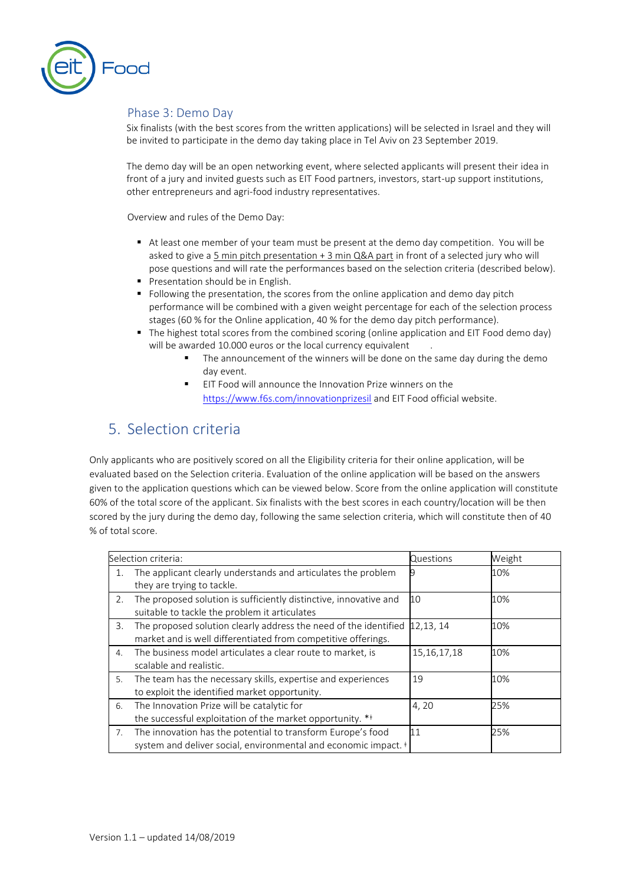### Phase 3: Demo Day

Six finalists (with the best scores from the written applications) will be selected in Israel and they will be invited to participate in the demo day taking place in Tel Aviv on 23 September 2019.

The demo day will be an open networking event, where selected applicants will present their idea in front of a jury and invited guests such as EIT Food partners, investors, start-up support institutions, other entrepreneurs and agri-food industry representatives.

Overview and rules of the Demo Day:

- At least one member of your team must be present at the demo day competition. You will be asked to give a 5 min pitch presentation + 3 min Q&A part in front of a selected jury who will pose questions and will rate the performances based on the selection criteria (described below).
- Presentation should be in English.
- Following the presentation, the scores from the online application and demo day pitch performance will be combined with a given weight percentage for each of the selection process stages (60 % for the Online application, 40 % for the demo day pitch performance).
- The highest total scores from the combined scoring (online application and EIT Food demo day) will be awarded 10.000 euros or the local currency equivalent .
  - The announcement of the winners will be done on the same day during the demo day event.
  - EIT Food will announce the Innovation Prize winners on the https://www.f6s.com/innovationprizesil and EIT Food official website.

## 5. Selection criteria

Only applicants who are positively scored on all the Eligibility criteria for their online application, will be evaluated based on the Selection criteria. Evaluation of the online application will be based on the answers given to the application questions which can be viewed below. Score from the online application will constitute 60% of the total score of the applicant. Six finalists with the best scores in each country/location will be then scored by the jury during the demo day, following the same selection criteria, which will constitute then of 40 % of total score.

| Selection criteria: | Questions | Weight |
|---|---|---|
| 1. The applicant clearly understands and articulates the problem they are trying to tackle. | 9 | 10% |
| 2. The proposed solution is sufficiently distinctive, innovative and suitable to tackle the problem it articulates | 10 | 10% |
| 3. The proposed solution clearly address the need of the identified market and is well differentiated from competitive offerings. | 12,13, 14 | 10% |
| 4. The business model articulates a clear route to market, is scalable and realistic. | 15,16,17,18 | 10% |
| 5. The team has the necessary skills, expertise and experiences to exploit the identified market opportunity. | 19 | 10% |
| 6. The Innovation Prize will be catalytic for the successful exploitation of the market opportunity. *ǂ | 4, 20 | 25% |
| 7. The innovation has the potential to transform Europe's food system and deliver social, environmental and economic impact. ǂ | 11 | 25% |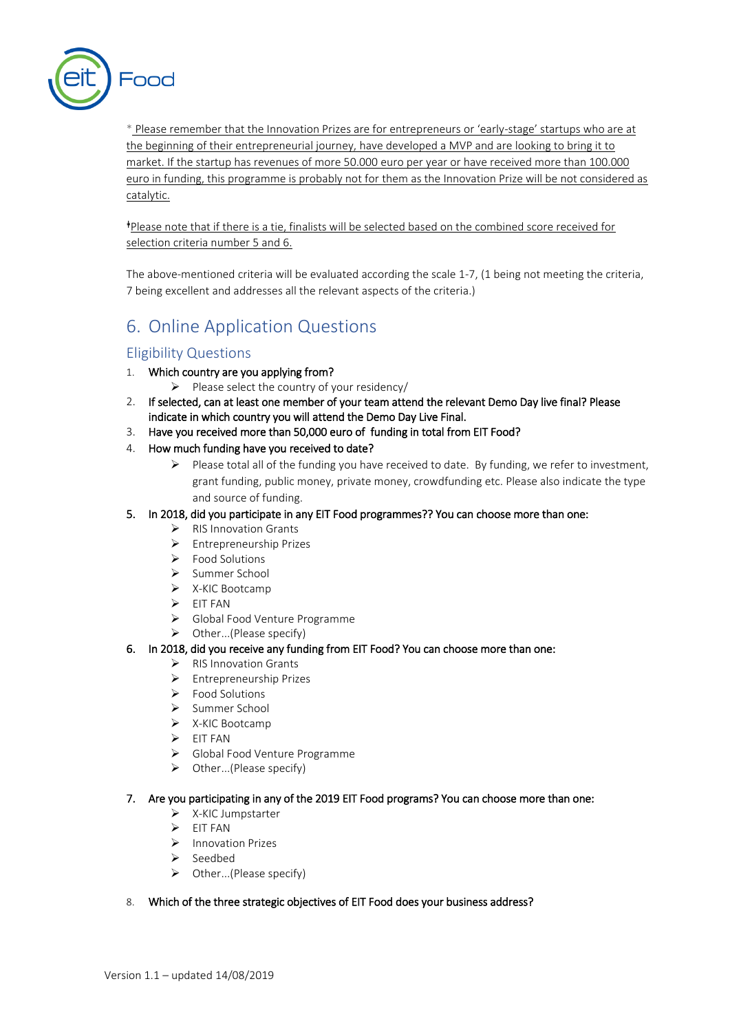\* Please remember that the Innovation Prizes are for entrepreneurs or 'early-stage' startups who are at the beginning of their entrepreneurial journey, have developed a MVP and are looking to bring it to market. If the startup has revenues of more 50.000 euro per year or have received more than 100.000 euro in funding, this programme is probably not for them as the Innovation Prize will be not considered as catalytic.

ǂPlease note that if there is a tie, finalists will be selected based on the combined score received for selection criteria number 5 and 6.

The above-mentioned criteria will be evaluated according the scale 1-7, (1 being not meeting the criteria, 7 being excellent and addresses all the relevant aspects of the criteria.)

# 6. Online Application Questions

## Eligibility Questions

1. **Which country are you applying from?**
   - Please select the country of your residency/
2. **If selected, can at least one member of your team attend the relevant Demo Day live final? Please indicate in which country you will attend the Demo Day Live Final.**
3. **Have you received more than 50,000 euro of funding in total from EIT Food?**
4. **How much funding have you received to date?**
   - Please total all of the funding you have received to date. By funding, we refer to investment, grant funding, public money, private money, crowdfunding etc. Please also indicate the type and source of funding.
5. **In 2018, did you participate in any EIT Food programmes?? You can choose more than one:**
   - RIS Innovation Grants
   - Entrepreneurship Prizes
   - Food Solutions
   - Summer School
   - X-KIC Bootcamp
   - EIT FAN
   - Global Food Venture Programme
   - Other...(Please specify)
6. **In 2018, did you receive any funding from EIT Food? You can choose more than one:**
   - RIS Innovation Grants
   - Entrepreneurship Prizes
   - Food Solutions
   - Summer School
   - X-KIC Bootcamp
   - EIT FAN
   - Global Food Venture Programme
   - Other...(Please specify)
7. **Are you participating in any of the 2019 EIT Food programs? You can choose more than one:**
   - X-KIC Jumpstarter
   - EIT FAN
   - Innovation Prizes
   - Seedbed
   - Other...(Please specify)
8. **Which of the three strategic objectives of EIT Food does your business address?**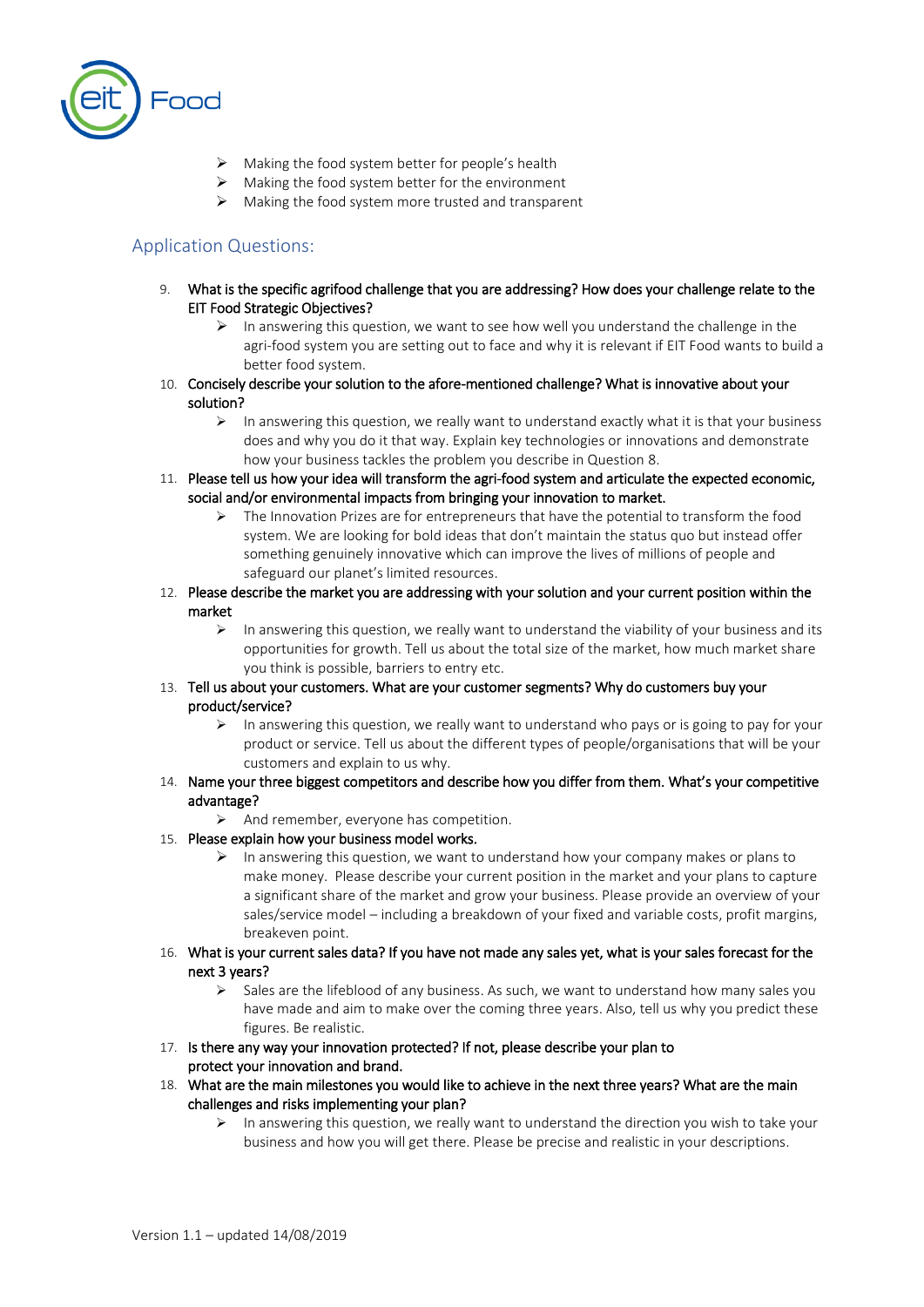- Making the food system better for people's health
- Making the food system better for the environment
- Making the food system more trusted and transparent

## Application Questions:

9. **What is the specific agrifood challenge that you are addressing? How does your challenge relate to the EIT Food Strategic Objectives?**
   - In answering this question, we want to see how well you understand the challenge in the agri-food system you are setting out to face and why it is relevant if EIT Food wants to build a better food system.
10. **Concisely describe your solution to the afore-mentioned challenge? What is innovative about your solution?**
    - In answering this question, we really want to understand exactly what it is that your business does and why you do it that way. Explain key technologies or innovations and demonstrate how your business tackles the problem you describe in Question 8.
11. **Please tell us how your idea will transform the agri-food system and articulate the expected economic, social and/or environmental impacts from bringing your innovation to market.**
    - The Innovation Prizes are for entrepreneurs that have the potential to transform the food system. We are looking for bold ideas that don't maintain the status quo but instead offer something genuinely innovative which can improve the lives of millions of people and safeguard our planet's limited resources.
12. **Please describe the market you are addressing with your solution and your current position within the market**
    - In answering this question, we really want to understand the viability of your business and its opportunities for growth. Tell us about the total size of the market, how much market share you think is possible, barriers to entry etc.
13. **Tell us about your customers. What are your customer segments? Why do customers buy your product/service?**
    - In answering this question, we really want to understand who pays or is going to pay for your product or service. Tell us about the different types of people/organisations that will be your customers and explain to us why.
14. **Name your three biggest competitors and describe how you differ from them. What's your competitive advantage?**
    - And remember, everyone has competition.
15. **Please explain how your business model works.**
    - In answering this question, we want to understand how your company makes or plans to make money. Please describe your current position in the market and your plans to capture a significant share of the market and grow your business. Please provide an overview of your sales/service model – including a breakdown of your fixed and variable costs, profit margins, breakeven point.
16. **What is your current sales data? If you have not made any sales yet, what is your sales forecast for the next 3 years?**
    - Sales are the lifeblood of any business. As such, we want to understand how many sales you have made and aim to make over the coming three years. Also, tell us why you predict these figures. Be realistic.
17. **Is there any way your innovation protected? If not, please describe your plan to protect your innovation and brand.**
18. **What are the main milestones you would like to achieve in the next three years? What are the main challenges and risks implementing your plan?**
    - In answering this question, we really want to understand the direction you wish to take your business and how you will get there. Please be precise and realistic in your descriptions.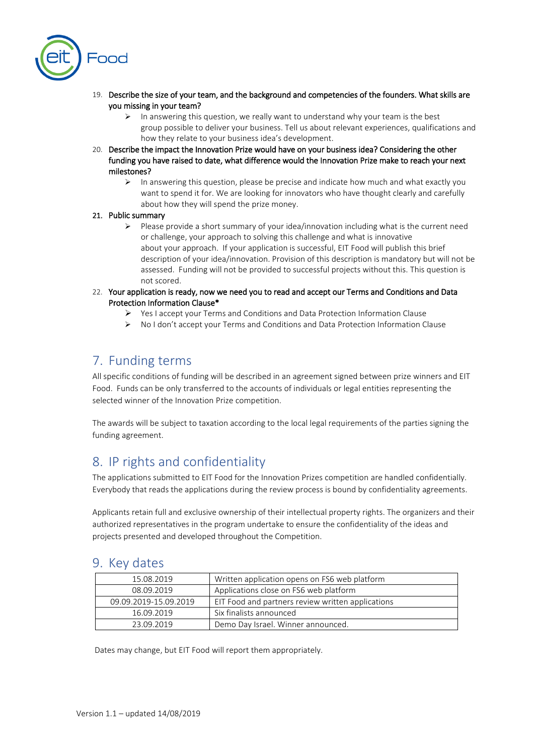19. **Describe the size of your team, and the background and competencies of the founders. What skills are you missing in your team?**
    - In answering this question, we really want to understand why your team is the best group possible to deliver your business. Tell us about relevant experiences, qualifications and how they relate to your business idea's development.
20. **Describe the impact the Innovation Prize would have on your business idea? Considering the other funding you have raised to date, what difference would the Innovation Prize make to reach your next milestones?**
    - In answering this question, please be precise and indicate how much and what exactly you want to spend it for. We are looking for innovators who have thought clearly and carefully about how they will spend the prize money.
21. **Public summary**
    - Please provide a short summary of your idea/innovation including what is the current need or challenge, your approach to solving this challenge and what is innovative about your approach. If your application is successful, EIT Food will publish this brief description of your idea/innovation. Provision of this description is mandatory but will not be assessed. Funding will not be provided to successful projects without this. This question is not scored.
22. **Your application is ready, now we need you to read and accept our Terms and Conditions and Data Protection Information Clause***
    - Yes I accept your Terms and Conditions and Data Protection Information Clause
    - No I don't accept your Terms and Conditions and Data Protection Information Clause

## 7. Funding terms

All specific conditions of funding will be described in an agreement signed between prize winners and EIT Food. Funds can be only transferred to the accounts of individuals or legal entities representing the selected winner of the Innovation Prize competition.

The awards will be subject to taxation according to the local legal requirements of the parties signing the funding agreement.

## 8. IP rights and confidentiality

The applications submitted to EIT Food for the Innovation Prizes competition are handled confidentially. Everybody that reads the applications during the review process is bound by confidentiality agreements.

Applicants retain full and exclusive ownership of their intellectual property rights. The organizers and their authorized representatives in the program undertake to ensure the confidentiality of the ideas and projects presented and developed throughout the Competition.

## 9. Key dates

| Date | Event |
|---|---|
| 15.08.2019 | Written application opens on FS6 web platform |
| 08.09.2019 | Applications close on FS6 web platform |
| 09.09.2019-15.09.2019 | EIT Food and partners review written applications |
| 16.09.2019 | Six finalists announced |
| 23.09.2019 | Demo Day Israel. Winner announced. |

Dates may change, but EIT Food will report them appropriately.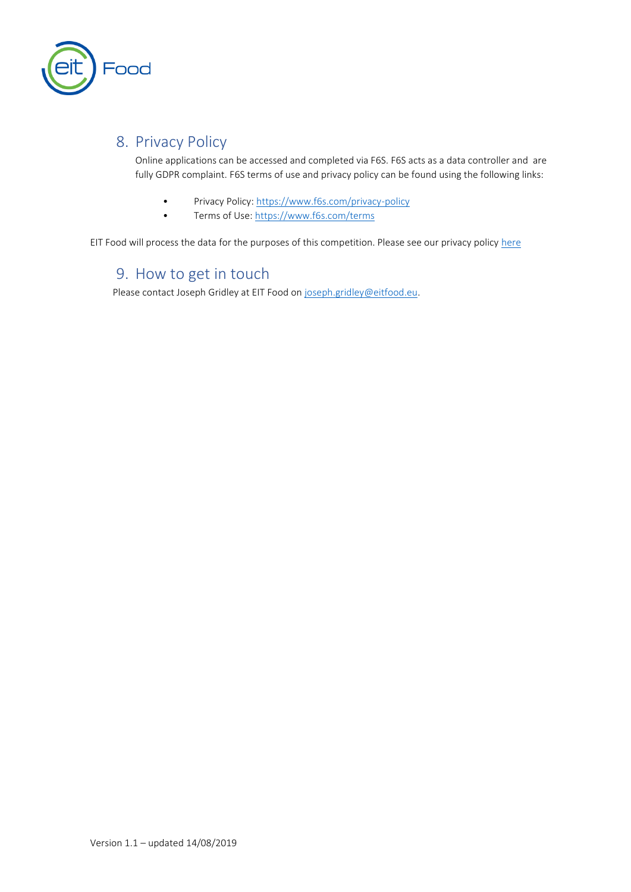## 8. Privacy Policy

Online applications can be accessed and completed via F6S. F6S acts as a data controller and are fully GDPR complaint. F6S terms of use and privacy policy can be found using the following links:

- Privacy Policy: https://www.f6s.com/privacy-policy
- Terms of Use: https://www.f6s.com/terms

EIT Food will process the data for the purposes of this competition. Please see our privacy policy here

## 9. How to get in touch

Please contact Joseph Gridley at EIT Food on joseph.gridley@eitfood.eu.

Version 1.1 – updated 14/08/2019